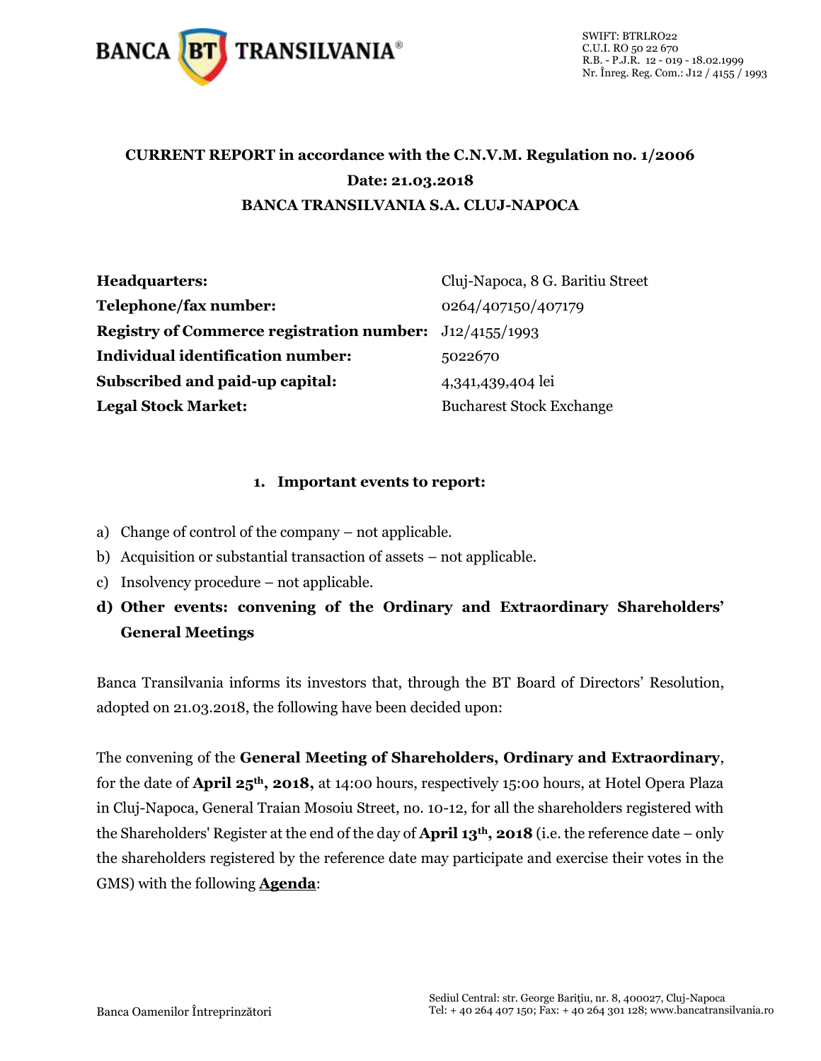SWIFT: BTRLRO22
C.U.I. RO 50 22 670
R.B. - P.J.R. 12 - 019 - 18.02.1999
Nr. Înreg. Reg. Com.: J12 / 4155 / 1993

**CURRENT REPORT in accordance with the C.N.V.M. Regulation no. 1/2006**

**Date: 21.03.2018**

**BANCA TRANSILVANIA S.A. CLUJ-NAPOCA**

| | |
|---|---|
| **Headquarters:** | Cluj-Napoca, 8 G. Baritiu Street |
| **Telephone/fax number:** | 0264/407150/407179 |
| **Registry of Commerce registration number:** | J12/4155/1993 |
| **Individual identification number:** | 5022670 |
| **Subscribed and paid-up capital:** | 4,341,439,404 lei |
| **Legal Stock Market:** | Bucharest Stock Exchange |

## 1. Important events to report:

a) Change of control of the company – not applicable.

b) Acquisition or substantial transaction of assets – not applicable.

c) Insolvency procedure – not applicable.

**d) Other events: convening of the Ordinary and Extraordinary Shareholders' General Meetings**

Banca Transilvania informs its investors that, through the BT Board of Directors' Resolution, adopted on 21.03.2018, the following have been decided upon:

The convening of the **General Meeting of Shareholders, Ordinary and Extraordinary**, for the date of **April 25th, 2018,** at 14:00 hours, respectively 15:00 hours, at Hotel Opera Plaza in Cluj-Napoca, General Traian Mosoiu Street, no. 10-12, for all the shareholders registered with the Shareholders' Register at the end of the day of **April 13th, 2018** (i.e. the reference date – only the shareholders registered by the reference date may participate and exercise their votes in the GMS) with the following **Agenda**: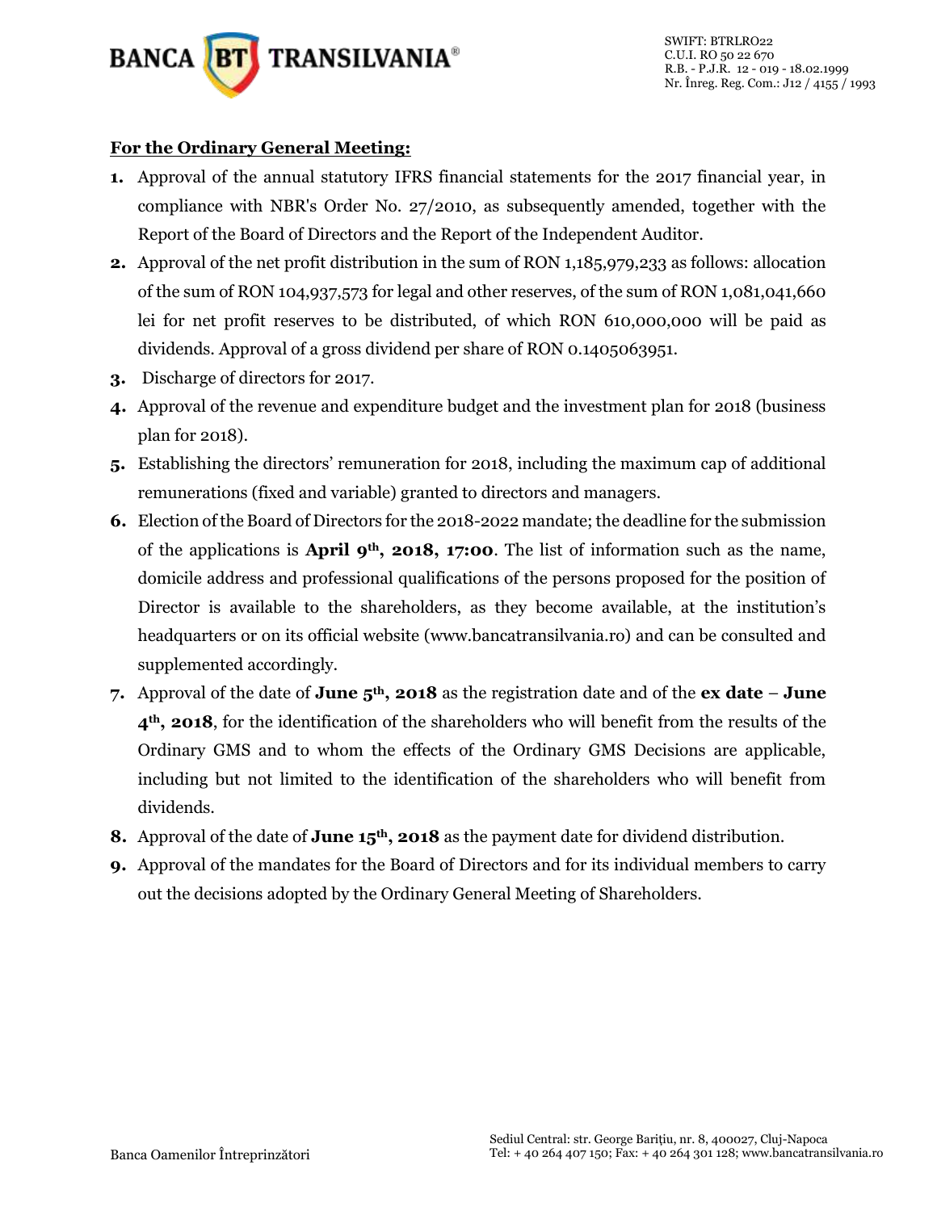**For the Ordinary General Meeting:**

1. Approval of the annual statutory IFRS financial statements for the 2017 financial year, in compliance with NBR's Order No. 27/2010, as subsequently amended, together with the Report of the Board of Directors and the Report of the Independent Auditor.
2. Approval of the net profit distribution in the sum of RON 1,185,979,233 as follows: allocation of the sum of RON 104,937,573 for legal and other reserves, of the sum of RON 1,081,041,660 lei for net profit reserves to be distributed, of which RON 610,000,000 will be paid as dividends. Approval of a gross dividend per share of RON 0.1405063951.
3. Discharge of directors for 2017.
4. Approval of the revenue and expenditure budget and the investment plan for 2018 (business plan for 2018).
5. Establishing the directors' remuneration for 2018, including the maximum cap of additional remunerations (fixed and variable) granted to directors and managers.
6. Election of the Board of Directors for the 2018-2022 mandate; the deadline for the submission of the applications is **April 9th, 2018, 17:00**. The list of information such as the name, domicile address and professional qualifications of the persons proposed for the position of Director is available to the shareholders, as they become available, at the institution's headquarters or on its official website (www.bancatransilvania.ro) and can be consulted and supplemented accordingly.
7. Approval of the date of **June 5th, 2018** as the registration date and of the **ex date** – **June 4th, 2018**, for the identification of the shareholders who will benefit from the results of the Ordinary GMS and to whom the effects of the Ordinary GMS Decisions are applicable, including but not limited to the identification of the shareholders who will benefit from dividends.
8. Approval of the date of **June 15th, 2018** as the payment date for dividend distribution.
9. Approval of the mandates for the Board of Directors and for its individual members to carry out the decisions adopted by the Ordinary General Meeting of Shareholders.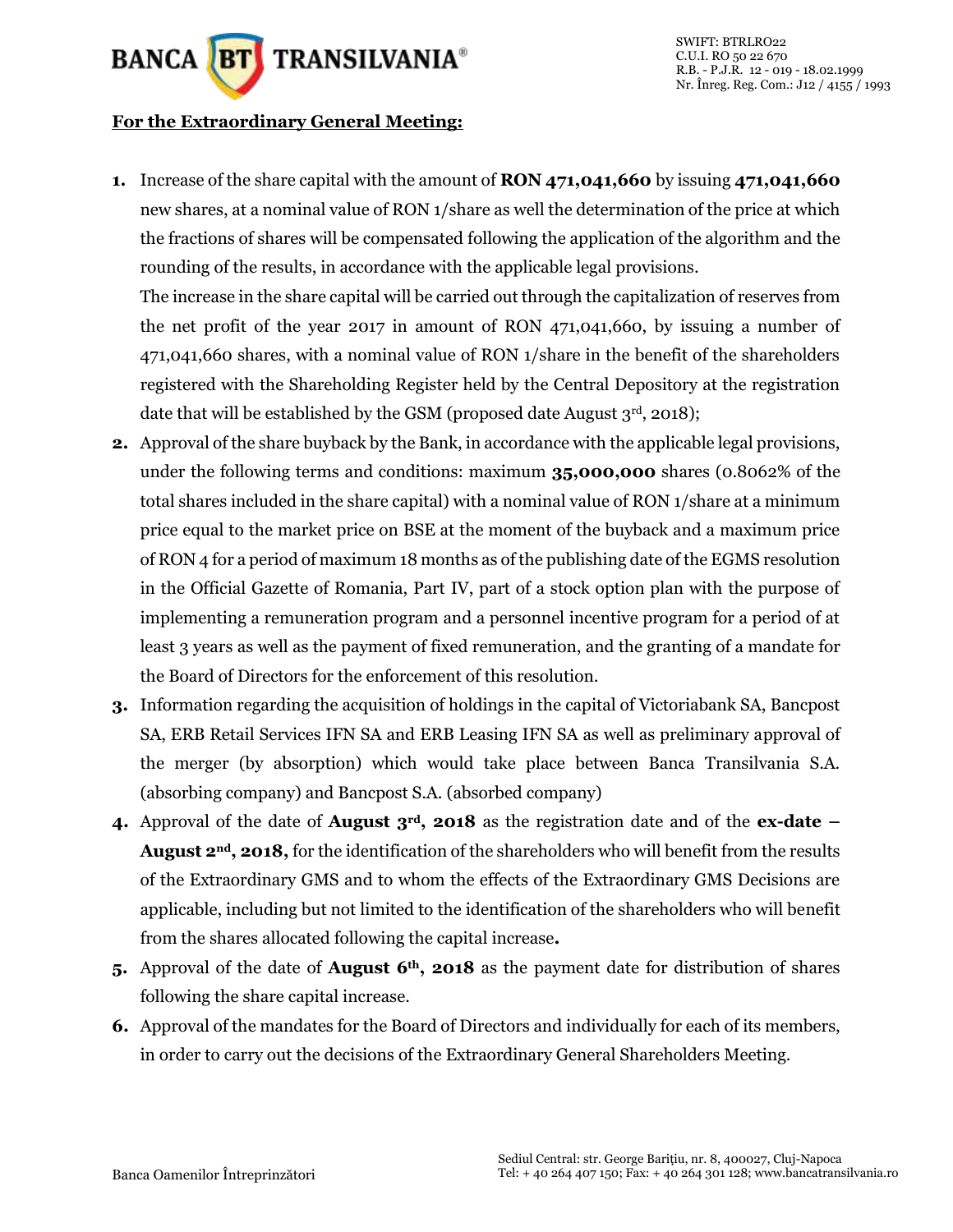**For the Extraordinary General Meeting:**

1. Increase of the share capital with the amount of **RON 471,041,660** by issuing **471,041,660** new shares, at a nominal value of RON 1/share as well the determination of the price at which the fractions of shares will be compensated following the application of the algorithm and the rounding of the results, in accordance with the applicable legal provisions.
   The increase in the share capital will be carried out through the capitalization of reserves from the net profit of the year 2017 in amount of RON 471,041,660, by issuing a number of 471,041,660 shares, with a nominal value of RON 1/share in the benefit of the shareholders registered with the Shareholding Register held by the Central Depository at the registration date that will be established by the GSM (proposed date August 3rd, 2018);
2. Approval of the share buyback by the Bank, in accordance with the applicable legal provisions, under the following terms and conditions: maximum **35,000,000** shares (0.8062% of the total shares included in the share capital) with a nominal value of RON 1/share at a minimum price equal to the market price on BSE at the moment of the buyback and a maximum price of RON 4 for a period of maximum 18 months as of the publishing date of the EGMS resolution in the Official Gazette of Romania, Part IV, part of a stock option plan with the purpose of implementing a remuneration program and a personnel incentive program for a period of at least 3 years as well as the payment of fixed remuneration, and the granting of a mandate for the Board of Directors for the enforcement of this resolution.
3. Information regarding the acquisition of holdings in the capital of Victoriabank SA, Bancpost SA, ERB Retail Services IFN SA and ERB Leasing IFN SA as well as preliminary approval of the merger (by absorption) which would take place between Banca Transilvania S.A. (absorbing company) and Bancpost S.A. (absorbed company)
4. Approval of the date of **August 3rd, 2018** as the registration date and of the **ex-date – August 2nd, 2018,** for the identification of the shareholders who will benefit from the results of the Extraordinary GMS and to whom the effects of the Extraordinary GMS Decisions are applicable, including but not limited to the identification of the shareholders who will benefit from the shares allocated following the capital increase**.**
5. Approval of the date of **August 6th, 2018** as the payment date for distribution of shares following the share capital increase.
6. Approval of the mandates for the Board of Directors and individually for each of its members, in order to carry out the decisions of the Extraordinary General Shareholders Meeting.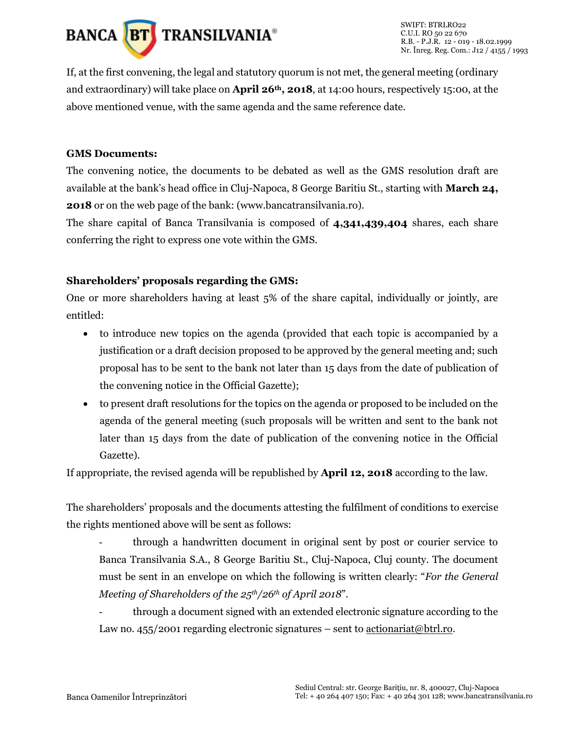If, at the first convening, the legal and statutory quorum is not met, the general meeting (ordinary and extraordinary) will take place on **April 26th, 2018**, at 14:00 hours, respectively 15:00, at the above mentioned venue, with the same agenda and the same reference date.

**GMS Documents:**

The convening notice, the documents to be debated as well as the GMS resolution draft are available at the bank's head office in Cluj-Napoca, 8 George Baritiu St., starting with **March 24, 2018** or on the web page of the bank: (www.bancatransilvania.ro).

The share capital of Banca Transilvania is composed of **4,341,439,404** shares, each share conferring the right to express one vote within the GMS.

**Shareholders' proposals regarding the GMS:**

One or more shareholders having at least 5% of the share capital, individually or jointly, are entitled:

- to introduce new topics on the agenda (provided that each topic is accompanied by a justification or a draft decision proposed to be approved by the general meeting and; such proposal has to be sent to the bank not later than 15 days from the date of publication of the convening notice in the Official Gazette);
- to present draft resolutions for the topics on the agenda or proposed to be included on the agenda of the general meeting (such proposals will be written and sent to the bank not later than 15 days from the date of publication of the convening notice in the Official Gazette).

If appropriate, the revised agenda will be republished by **April 12, 2018** according to the law.

The shareholders' proposals and the documents attesting the fulfilment of conditions to exercise the rights mentioned above will be sent as follows:

- through a handwritten document in original sent by post or courier service to Banca Transilvania S.A., 8 George Baritiu St., Cluj-Napoca, Cluj county. The document must be sent in an envelope on which the following is written clearly: "*For the General Meeting of Shareholders of the 25th/26th of April 2018*".
- through a document signed with an extended electronic signature according to the Law no. 455/2001 regarding electronic signatures – sent to actionariat@btrl.ro.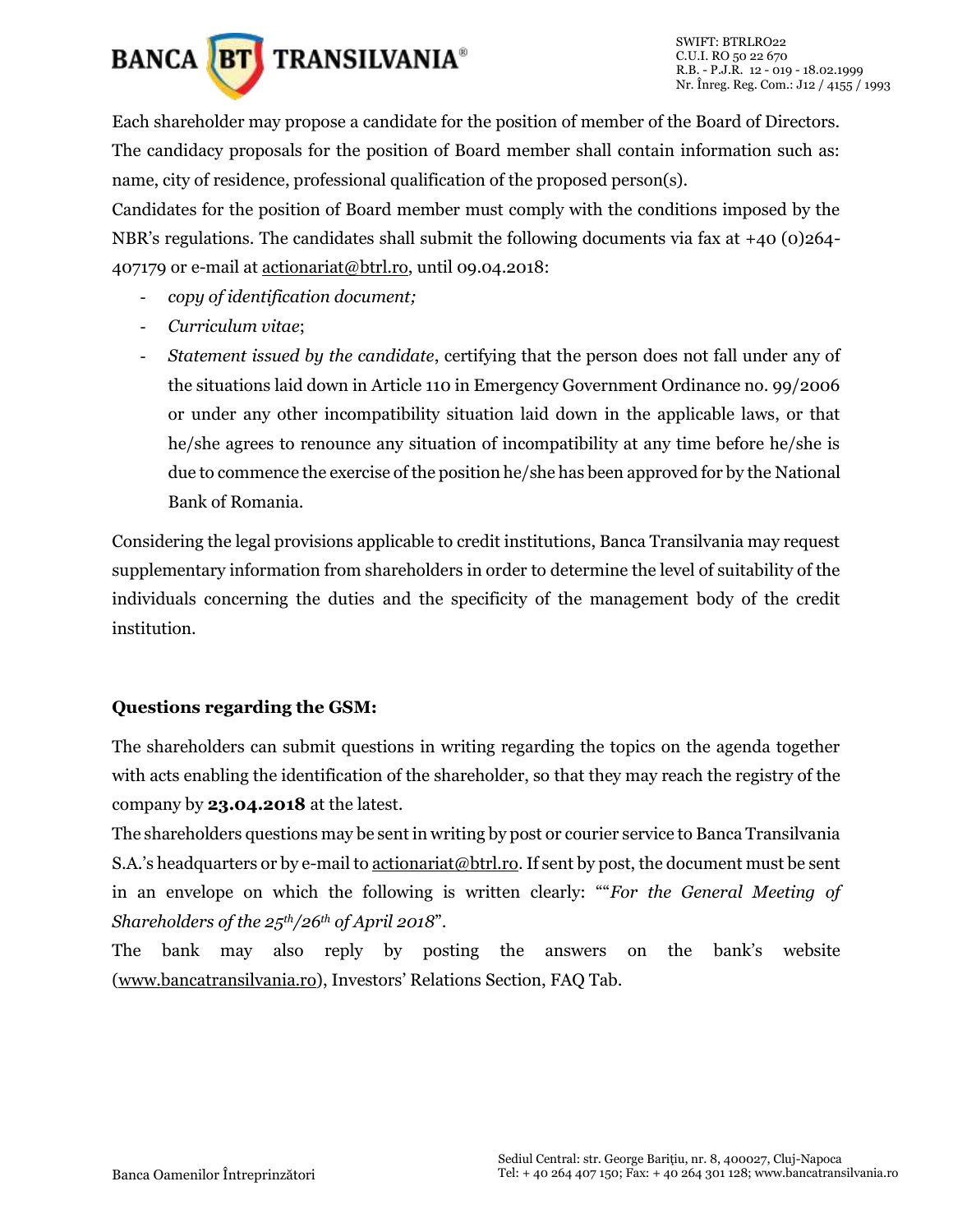Each shareholder may propose a candidate for the position of member of the Board of Directors. The candidacy proposals for the position of Board member shall contain information such as: name, city of residence, professional qualification of the proposed person(s).

Candidates for the position of Board member must comply with the conditions imposed by the NBR's regulations. The candidates shall submit the following documents via fax at +40 (0)264-407179 or e-mail at actionariat@btrl.ro, until 09.04.2018:

- *copy of identification document;*
- *Curriculum vitae*;
- *Statement issued by the candidate*, certifying that the person does not fall under any of the situations laid down in Article 110 in Emergency Government Ordinance no. 99/2006 or under any other incompatibility situation laid down in the applicable laws, or that he/she agrees to renounce any situation of incompatibility at any time before he/she is due to commence the exercise of the position he/she has been approved for by the National Bank of Romania.

Considering the legal provisions applicable to credit institutions, Banca Transilvania may request supplementary information from shareholders in order to determine the level of suitability of the individuals concerning the duties and the specificity of the management body of the credit institution.

**Questions regarding the GSM:**

The shareholders can submit questions in writing regarding the topics on the agenda together with acts enabling the identification of the shareholder, so that they may reach the registry of the company by **23.04.2018** at the latest.

The shareholders questions may be sent in writing by post or courier service to Banca Transilvania S.A.'s headquarters or by e-mail to actionariat@btrl.ro. If sent by post, the document must be sent in an envelope on which the following is written clearly: ""*For the General Meeting of Shareholders of the 25th/26th of April 2018*".

The bank may also reply by posting the answers on the bank's website (www.bancatransilvania.ro), Investors' Relations Section, FAQ Tab.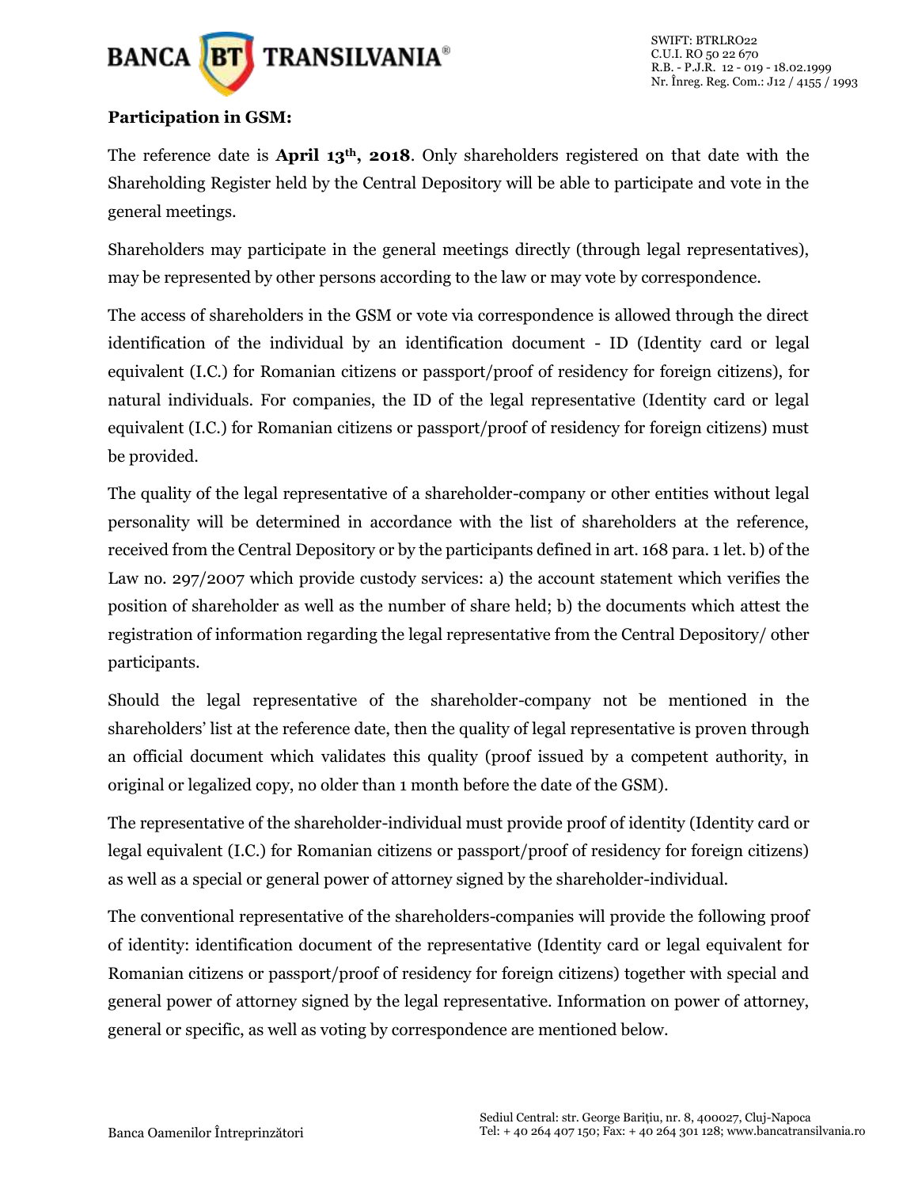**Participation in GSM:**

The reference date is **April 13th, 2018**. Only shareholders registered on that date with the Shareholding Register held by the Central Depository will be able to participate and vote in the general meetings.

Shareholders may participate in the general meetings directly (through legal representatives), may be represented by other persons according to the law or may vote by correspondence.

The access of shareholders in the GSM or vote via correspondence is allowed through the direct identification of the individual by an identification document - ID (Identity card or legal equivalent (I.C.) for Romanian citizens or passport/proof of residency for foreign citizens), for natural individuals. For companies, the ID of the legal representative (Identity card or legal equivalent (I.C.) for Romanian citizens or passport/proof of residency for foreign citizens) must be provided.

The quality of the legal representative of a shareholder-company or other entities without legal personality will be determined in accordance with the list of shareholders at the reference, received from the Central Depository or by the participants defined in art. 168 para. 1 let. b) of the Law no. 297/2007 which provide custody services: a) the account statement which verifies the position of shareholder as well as the number of share held; b) the documents which attest the registration of information regarding the legal representative from the Central Depository/ other participants.

Should the legal representative of the shareholder-company not be mentioned in the shareholders' list at the reference date, then the quality of legal representative is proven through an official document which validates this quality (proof issued by a competent authority, in original or legalized copy, no older than 1 month before the date of the GSM).

The representative of the shareholder-individual must provide proof of identity (Identity card or legal equivalent (I.C.) for Romanian citizens or passport/proof of residency for foreign citizens) as well as a special or general power of attorney signed by the shareholder-individual.

The conventional representative of the shareholders-companies will provide the following proof of identity: identification document of the representative (Identity card or legal equivalent for Romanian citizens or passport/proof of residency for foreign citizens) together with special and general power of attorney signed by the legal representative. Information on power of attorney, general or specific, as well as voting by correspondence are mentioned below.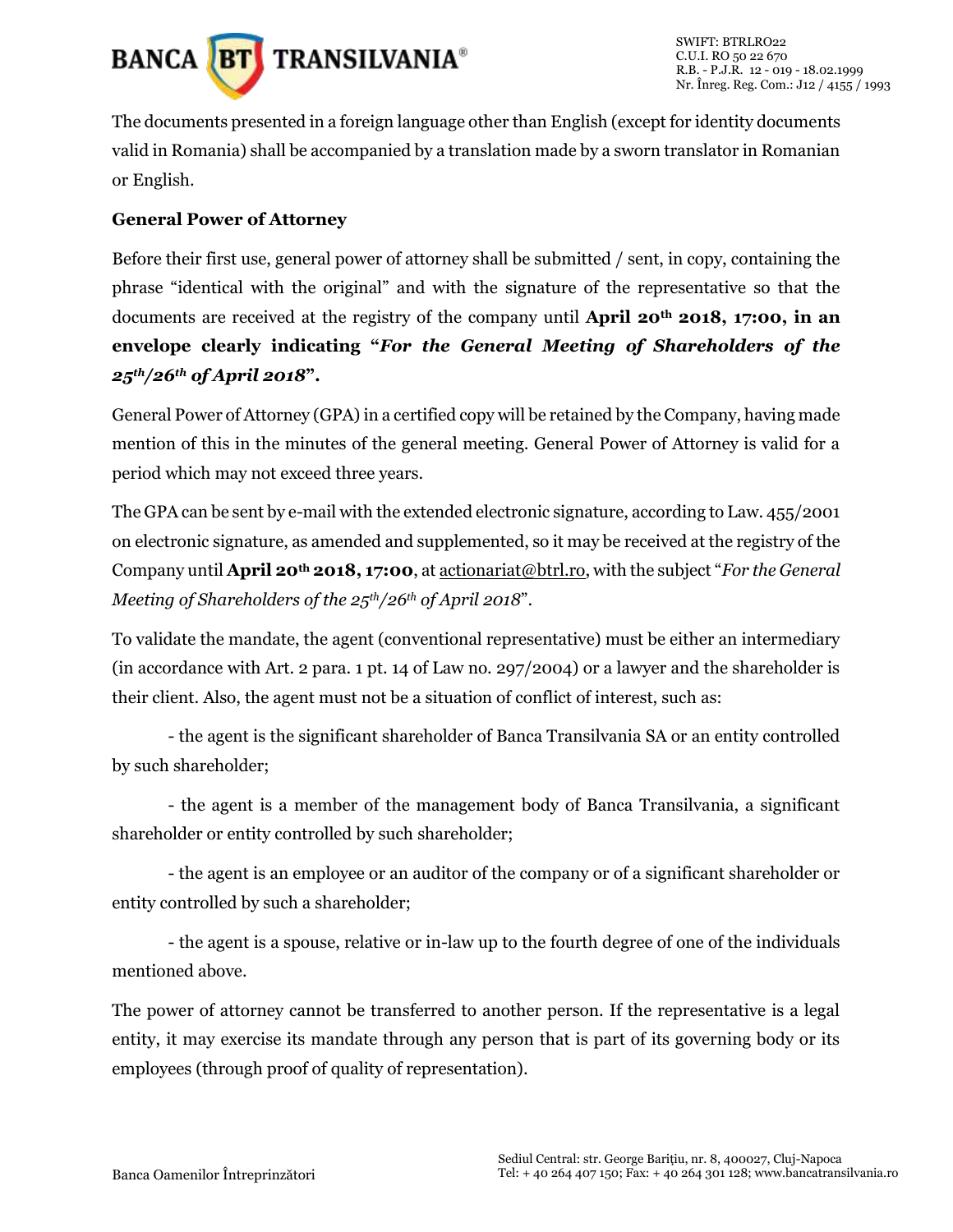The documents presented in a foreign language other than English (except for identity documents valid in Romania) shall be accompanied by a translation made by a sworn translator in Romanian or English.

**General Power of Attorney**

Before their first use, general power of attorney shall be submitted / sent, in copy, containing the phrase "identical with the original" and with the signature of the representative so that the documents are received at the registry of the company until **April 20th 2018, 17:00, in an envelope clearly indicating "*For the General Meeting of Shareholders of the 25th/26th of April 2018*".**

General Power of Attorney (GPA) in a certified copy will be retained by the Company, having made mention of this in the minutes of the general meeting. General Power of Attorney is valid for a period which may not exceed three years.

The GPA can be sent by e-mail with the extended electronic signature, according to Law. 455/2001 on electronic signature, as amended and supplemented, so it may be received at the registry of the Company until **April 20th 2018, 17:00**, at actionariat@btrl.ro, with the subject "*For the General Meeting of Shareholders of the 25th/26th of April 2018*".

To validate the mandate, the agent (conventional representative) must be either an intermediary (in accordance with Art. 2 para. 1 pt. 14 of Law no. 297/2004) or a lawyer and the shareholder is their client. Also, the agent must not be a situation of conflict of interest, such as:

- the agent is the significant shareholder of Banca Transilvania SA or an entity controlled by such shareholder;

- the agent is a member of the management body of Banca Transilvania, a significant shareholder or entity controlled by such shareholder;

- the agent is an employee or an auditor of the company or of a significant shareholder or entity controlled by such a shareholder;

- the agent is a spouse, relative or in-law up to the fourth degree of one of the individuals mentioned above.

The power of attorney cannot be transferred to another person. If the representative is a legal entity, it may exercise its mandate through any person that is part of its governing body or its employees (through proof of quality of representation).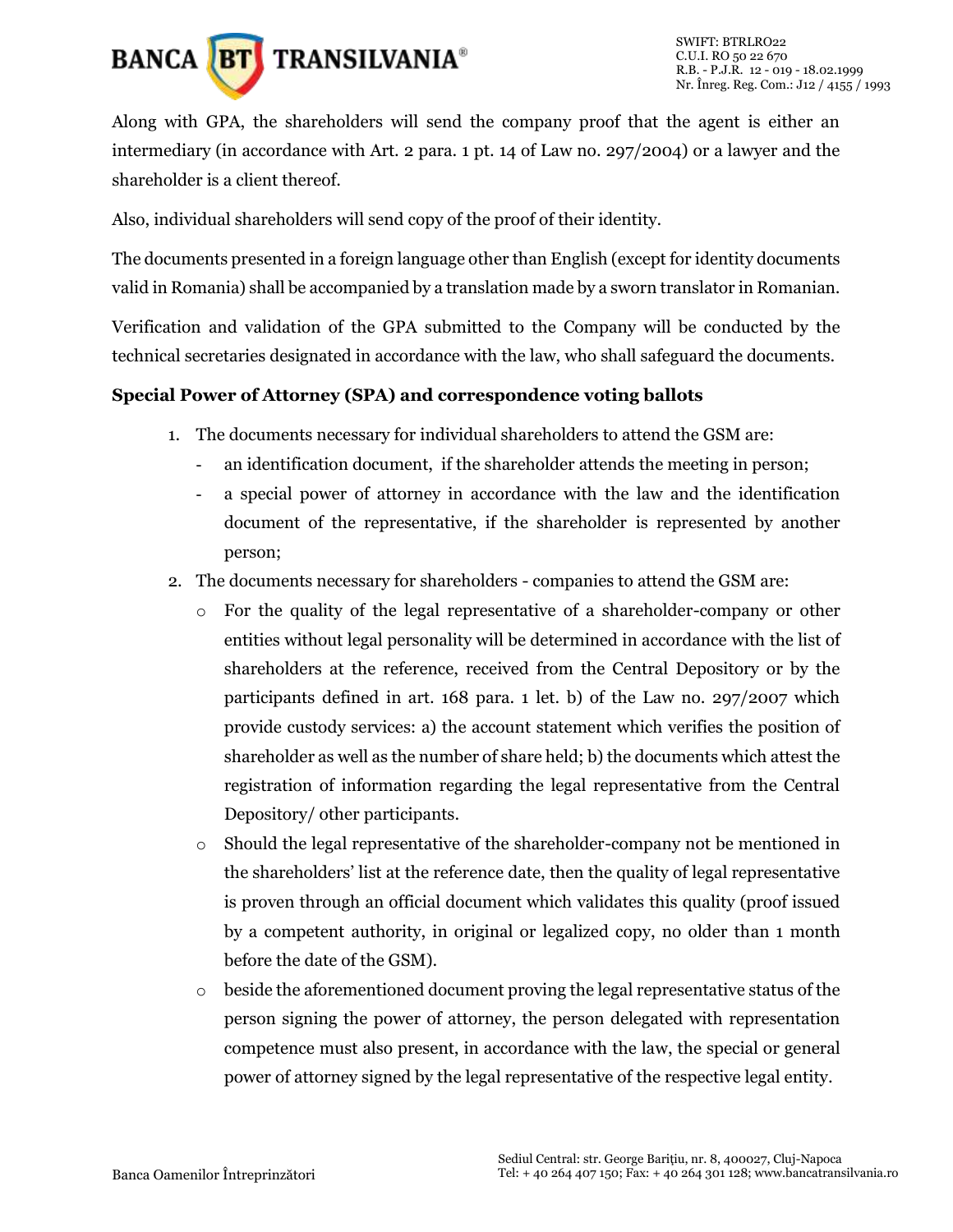Along with GPA, the shareholders will send the company proof that the agent is either an intermediary (in accordance with Art. 2 para. 1 pt. 14 of Law no. 297/2004) or a lawyer and the shareholder is a client thereof.

Also, individual shareholders will send copy of the proof of their identity.

The documents presented in a foreign language other than English (except for identity documents valid in Romania) shall be accompanied by a translation made by a sworn translator in Romanian.

Verification and validation of the GPA submitted to the Company will be conducted by the technical secretaries designated in accordance with the law, who shall safeguard the documents.

**Special Power of Attorney (SPA) and correspondence voting ballots**

1. The documents necessary for individual shareholders to attend the GSM are:
   - an identification document, if the shareholder attends the meeting in person;
   - a special power of attorney in accordance with the law and the identification document of the representative, if the shareholder is represented by another person;
2. The documents necessary for shareholders - companies to attend the GSM are:
   - For the quality of the legal representative of a shareholder-company or other entities without legal personality will be determined in accordance with the list of shareholders at the reference, received from the Central Depository or by the participants defined in art. 168 para. 1 let. b) of the Law no. 297/2007 which provide custody services: a) the account statement which verifies the position of shareholder as well as the number of share held; b) the documents which attest the registration of information regarding the legal representative from the Central Depository/ other participants.
   - Should the legal representative of the shareholder-company not be mentioned in the shareholders' list at the reference date, then the quality of legal representative is proven through an official document which validates this quality (proof issued by a competent authority, in original or legalized copy, no older than 1 month before the date of the GSM).
   - beside the aforementioned document proving the legal representative status of the person signing the power of attorney, the person delegated with representation competence must also present, in accordance with the law, the special or general power of attorney signed by the legal representative of the respective legal entity.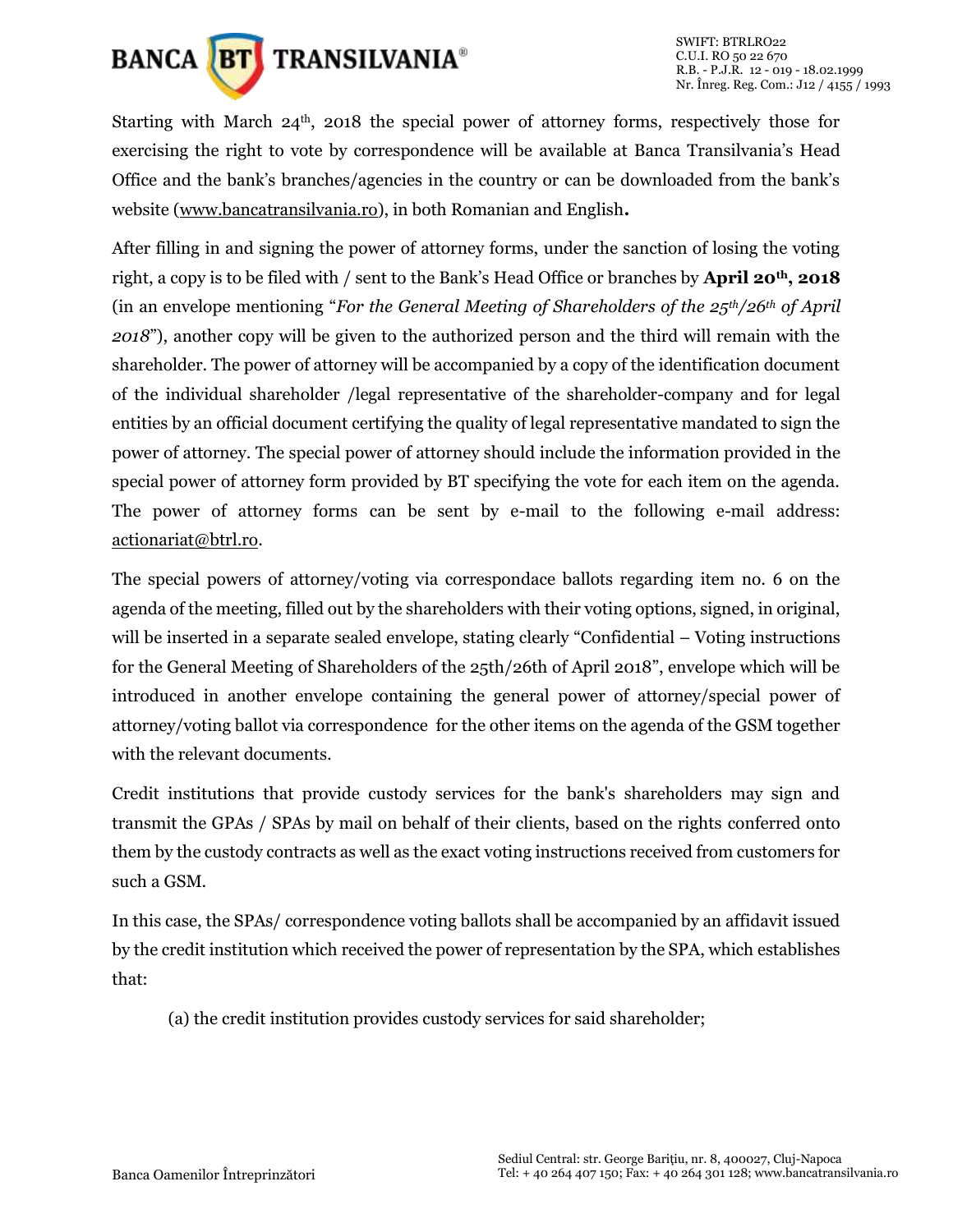Starting with March 24th, 2018 the special power of attorney forms, respectively those for exercising the right to vote by correspondence will be available at Banca Transilvania's Head Office and the bank's branches/agencies in the country or can be downloaded from the bank's website (www.bancatransilvania.ro), in both Romanian and English**.**

After filling in and signing the power of attorney forms, under the sanction of losing the voting right, a copy is to be filed with / sent to the Bank's Head Office or branches by **April 20th, 2018** (in an envelope mentioning "*For the General Meeting of Shareholders of the 25th/26th of April 2018*"), another copy will be given to the authorized person and the third will remain with the shareholder. The power of attorney will be accompanied by a copy of the identification document of the individual shareholder /legal representative of the shareholder-company and for legal entities by an official document certifying the quality of legal representative mandated to sign the power of attorney. The special power of attorney should include the information provided in the special power of attorney form provided by BT specifying the vote for each item on the agenda. The power of attorney forms can be sent by e-mail to the following e-mail address: actionariat@btrl.ro.

The special powers of attorney/voting via correspondace ballots regarding item no. 6 on the agenda of the meeting, filled out by the shareholders with their voting options, signed, in original, will be inserted in a separate sealed envelope, stating clearly "Confidential – Voting instructions for the General Meeting of Shareholders of the 25th/26th of April 2018", envelope which will be introduced in another envelope containing the general power of attorney/special power of attorney/voting ballot via correspondence for the other items on the agenda of the GSM together with the relevant documents.

Credit institutions that provide custody services for the bank's shareholders may sign and transmit the GPAs / SPAs by mail on behalf of their clients, based on the rights conferred onto them by the custody contracts as well as the exact voting instructions received from customers for such a GSM.

In this case, the SPAs/ correspondence voting ballots shall be accompanied by an affidavit issued by the credit institution which received the power of representation by the SPA, which establishes that:

(a) the credit institution provides custody services for said shareholder;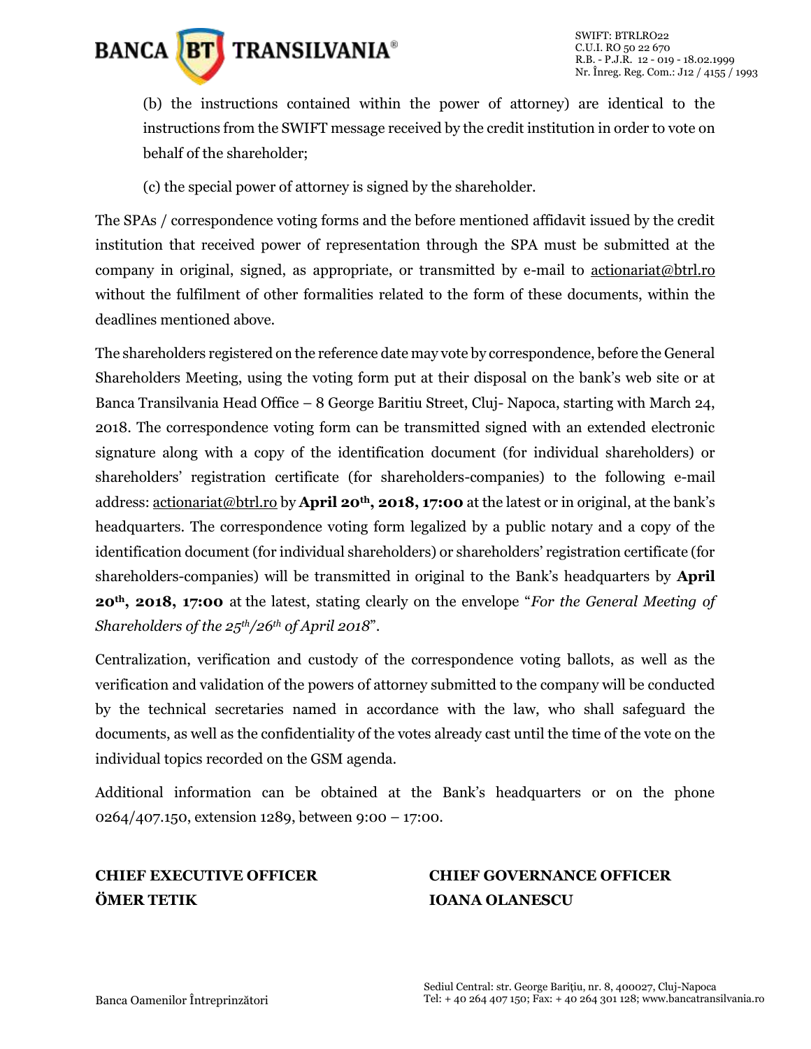(b) the instructions contained within the power of attorney) are identical to the instructions from the SWIFT message received by the credit institution in order to vote on behalf of the shareholder;

(c) the special power of attorney is signed by the shareholder.

The SPAs / correspondence voting forms and the before mentioned affidavit issued by the credit institution that received power of representation through the SPA must be submitted at the company in original, signed, as appropriate, or transmitted by e-mail to actionariat@btrl.ro without the fulfilment of other formalities related to the form of these documents, within the deadlines mentioned above.

The shareholders registered on the reference date may vote by correspondence, before the General Shareholders Meeting, using the voting form put at their disposal on the bank's web site or at Banca Transilvania Head Office – 8 George Baritiu Street, Cluj- Napoca, starting with March 24, 2018. The correspondence voting form can be transmitted signed with an extended electronic signature along with a copy of the identification document (for individual shareholders) or shareholders' registration certificate (for shareholders-companies) to the following e-mail address: actionariat@btrl.ro by **April 20th, 2018, 17:00** at the latest or in original, at the bank's headquarters. The correspondence voting form legalized by a public notary and a copy of the identification document (for individual shareholders) or shareholders' registration certificate (for shareholders-companies) will be transmitted in original to the Bank's headquarters by **April 20th, 2018, 17:00** at the latest, stating clearly on the envelope "*For the General Meeting of Shareholders of the 25th/26th of April 2018*".

Centralization, verification and custody of the correspondence voting ballots, as well as the verification and validation of the powers of attorney submitted to the company will be conducted by the technical secretaries named in accordance with the law, who shall safeguard the documents, as well as the confidentiality of the votes already cast until the time of the vote on the individual topics recorded on the GSM agenda.

Additional information can be obtained at the Bank's headquarters or on the phone 0264/407.150, extension 1289, between 9:00 – 17:00.

**CHIEF EXECUTIVE OFFICER**
**ÖMER TETIK**

**CHIEF GOVERNANCE OFFICER**
**IOANA OLANESCU**